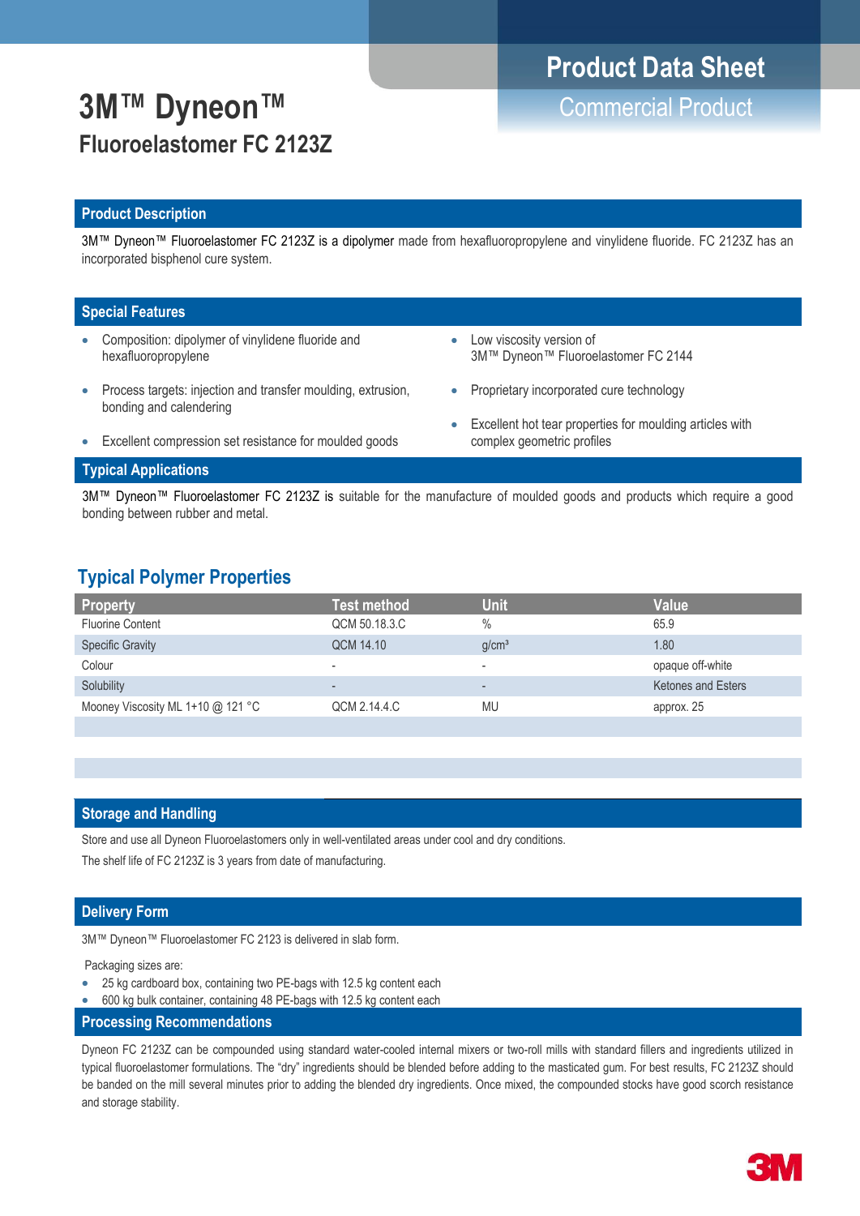# 3M™ Dyneon™
## Fluoroelastomer FC 2123Z

**Product Data Sheet**
Commercial Product

## Product Description

3M™ Dyneon™ Fluoroelastomer FC 2123Z is a dipolymer made from hexafluoropropylene and vinylidene fluoride. FC 2123Z has an incorporated bisphenol cure system.

## Special Features

- Composition: dipolymer of vinylidene fluoride and hexafluoropropylene
- Process targets: injection and transfer moulding, extrusion, bonding and calendering
- Excellent compression set resistance for moulded goods
- Low viscosity version of 3M™ Dyneon™ Fluoroelastomer FC 2144
- Proprietary incorporated cure technology
- Excellent hot tear properties for moulding articles with complex geometric profiles

## Typical Applications

3M™ Dyneon™ Fluoroelastomer FC 2123Z is suitable for the manufacture of moulded goods and products which require a good bonding between rubber and metal.

## Typical Polymer Properties

| Property | Test method | Unit | Value |
|---|---|---|---|
| Fluorine Content | QCM 50.18.3.C | % | 65.9 |
| Specific Gravity | QCM 14.10 | g/cm³ | 1.80 |
| Colour | - | - | opaque off-white |
| Solubility | - | - | Ketones and Esters |
| Mooney Viscosity ML 1+10 @ 121 °C | QCM 2.14.4.C | MU | approx. 25 |

## Storage and Handling

Store and use all Dyneon Fluoroelastomers only in well-ventilated areas under cool and dry conditions.

The shelf life of FC 2123Z is 3 years from date of manufacturing.

## Delivery Form

3M™ Dyneon™ Fluoroelastomer FC 2123 is delivered in slab form.

Packaging sizes are:

- 25 kg cardboard box, containing two PE-bags with 12.5 kg content each
- 600 kg bulk container, containing 48 PE-bags with 12.5 kg content each

## Processing Recommendations

Dyneon FC 2123Z can be compounded using standard water-cooled internal mixers or two-roll mills with standard fillers and ingredients utilized in typical fluoroelastomer formulations. The "dry" ingredients should be blended before adding to the masticated gum. For best results, FC 2123Z should be banded on the mill several minutes prior to adding the blended dry ingredients. Once mixed, the compounded stocks have good scorch resistance and storage stability.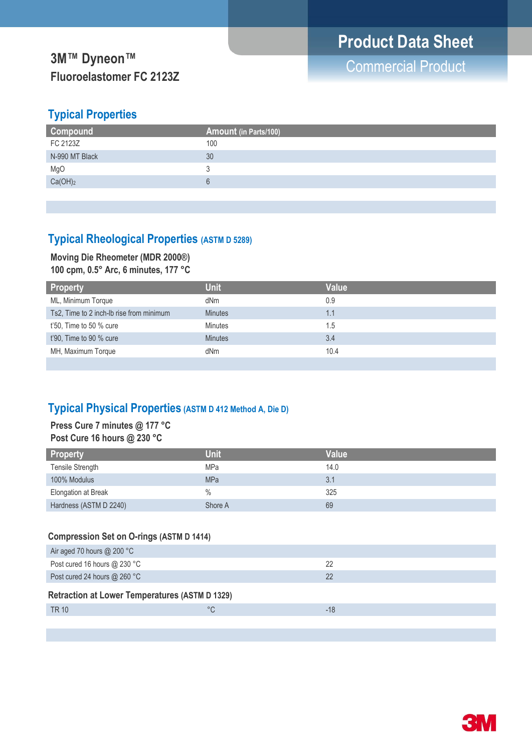# 3M™ Dyneon™ Fluoroelastomer FC 2123Z

**Product Data Sheet**
Commercial Product

## Typical Properties

| Compound | Amount (in Parts/100) |
|---|---|
| FC 2123Z | 100 |
| N-990 MT Black | 30 |
| MgO | 3 |
| $Ca(OH)_2$ | 6 |

## Typical Rheological Properties (ASTM D 5289)

**Moving Die Rheometer (MDR 2000®)**
**100 cpm, 0.5° Arc, 6 minutes, 177 °C**

| Property | Unit | Value |
|---|---|---|
| ML, Minimum Torque | dNm | 0.9 |
| Ts2, Time to 2 inch-lb rise from minimum | Minutes | 1.1 |
| t'50, Time to 50 % cure | Minutes | 1.5 |
| t'90, Time to 90 % cure | Minutes | 3.4 |
| MH, Maximum Torque | dNm | 10.4 |

## Typical Physical Properties (ASTM D 412 Method A, Die D)

**Press Cure 7 minutes @ 177 °C**
**Post Cure 16 hours @ 230 °C**

| Property | Unit | Value |
|---|---|---|
| Tensile Strength | MPa | 14.0 |
| 100% Modulus | MPa | 3.1 |
| Elongation at Break | % | 325 |
| Hardness (ASTM D 2240) | Shore A | 69 |

### Compression Set on O-rings (ASTM D 1414)

| | | |
|---|---|---|
| Air aged 70 hours @ 200 °C | | |
| Post cured 16 hours @ 230 °C | | 22 |
| Post cured 24 hours @ 260 °C | | 22 |

### Retraction at Lower Temperatures (ASTM D 1329)

| | | |
|---|---|---|
| TR 10 | °C | -18 |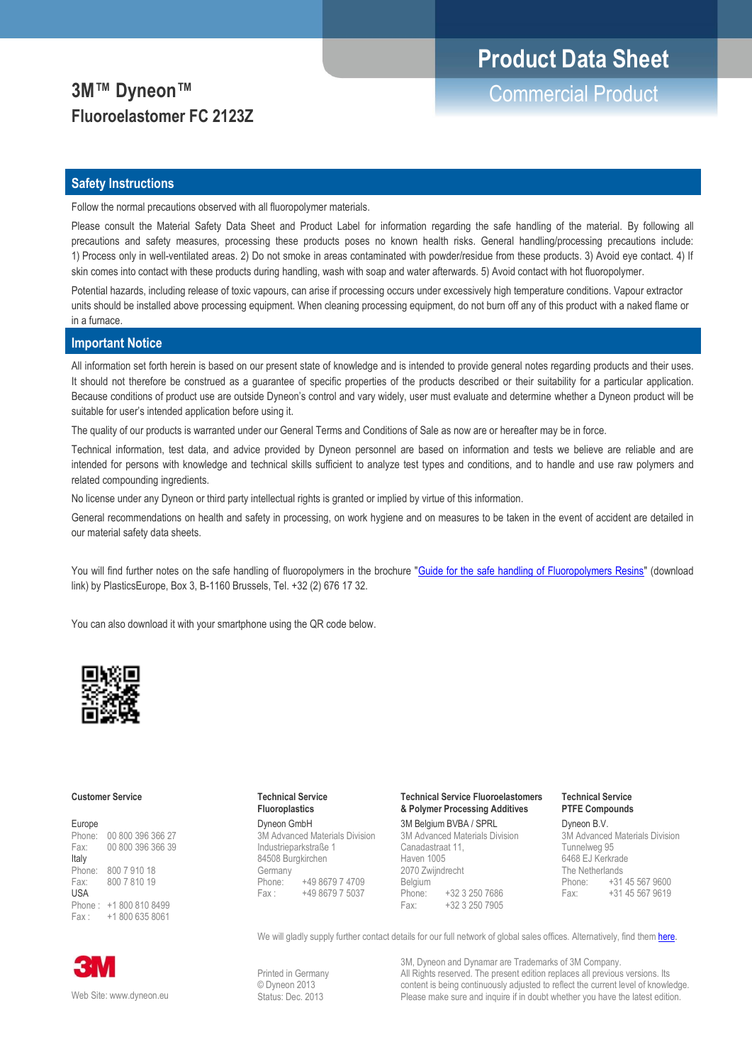# 3M™ Dyneon™ Fluoroelastomer FC 2123Z

**Product Data Sheet**
Commercial Product

## Safety Instructions

Follow the normal precautions observed with all fluoropolymer materials.

Please consult the Material Safety Data Sheet and Product Label for information regarding the safe handling of the material. By following all precautions and safety measures, processing these products poses no known health risks. General handling/processing precautions include: 1) Process only in well-ventilated areas. 2) Do not smoke in areas contaminated with powder/residue from these products. 3) Avoid eye contact. 4) If skin comes into contact with these products during handling, wash with soap and water afterwards. 5) Avoid contact with hot fluoropolymer.

Potential hazards, including release of toxic vapours, can arise if processing occurs under excessively high temperature conditions. Vapour extractor units should be installed above processing equipment. When cleaning processing equipment, do not burn off any of this product with a naked flame or in a furnace.

## Important Notice

All information set forth herein is based on our present state of knowledge and is intended to provide general notes regarding products and their uses. It should not therefore be construed as a guarantee of specific properties of the products described or their suitability for a particular application. Because conditions of product use are outside Dyneon's control and vary widely, user must evaluate and determine whether a Dyneon product will be suitable for user's intended application before using it.

The quality of our products is warranted under our General Terms and Conditions of Sale as now are or hereafter may be in force.

Technical information, test data, and advice provided by Dyneon personnel are based on information and tests we believe are reliable and are intended for persons with knowledge and technical skills sufficient to analyze test types and conditions, and to handle and use raw polymers and related compounding ingredients.

No license under any Dyneon or third party intellectual rights is granted or implied by virtue of this information.

General recommendations on health and safety in processing, on work hygiene and on measures to be taken in the event of accident are detailed in our material safety data sheets.

You will find further notes on the safe handling of fluoropolymers in the brochure "Guide for the safe handling of Fluoropolymers Resins" (download link) by PlasticsEurope, Box 3, B-1160 Brussels, Tel. +32 (2) 676 17 32.

You can also download it with your smartphone using the QR code below.

**Customer Service**

Europe
Phone: 00 800 396 366 27
Fax: 00 800 396 366 39
Italy
Phone: 800 7 910 18
Fax: 800 7 810 19
USA
Phone : +1 800 810 8499
Fax : +1 800 635 8061

**Technical Service Fluoroplastics**

Dyneon GmbH
3M Advanced Materials Division
Industrieparkstraße 1
84508 Burgkirchen
Germany
Phone: +49 8679 7 4709
Fax : +49 8679 7 5037

**Technical Service Fluoroelastomers & Polymer Processing Additives**

3M Belgium BVBA / SPRL
3M Advanced Materials Division
Canadastraat 11,
Haven 1005
2070 Zwijndrecht
Belgium
Phone: +32 3 250 7686
Fax: +32 3 250 7905

**Technical Service PTFE Compounds**

Dyneon B.V.
3M Advanced Materials Division
Tunnelweg 95
6468 EJ Kerkrade
The Netherlands
Phone: +31 45 567 9600
Fax: +31 45 567 9619

We will gladly supply further contact details for our full network of global sales offices. Alternatively, find them here.

Web Site: www.dyneon.eu

Printed in Germany
© Dyneon 2013
Status: Dec. 2013

3M, Dyneon and Dynamar are Trademarks of 3M Company.
All Rights reserved. The present edition replaces all previous versions. Its content is being continuously adjusted to reflect the current level of knowledge. Please make sure and inquire if in doubt whether you have the latest edition.